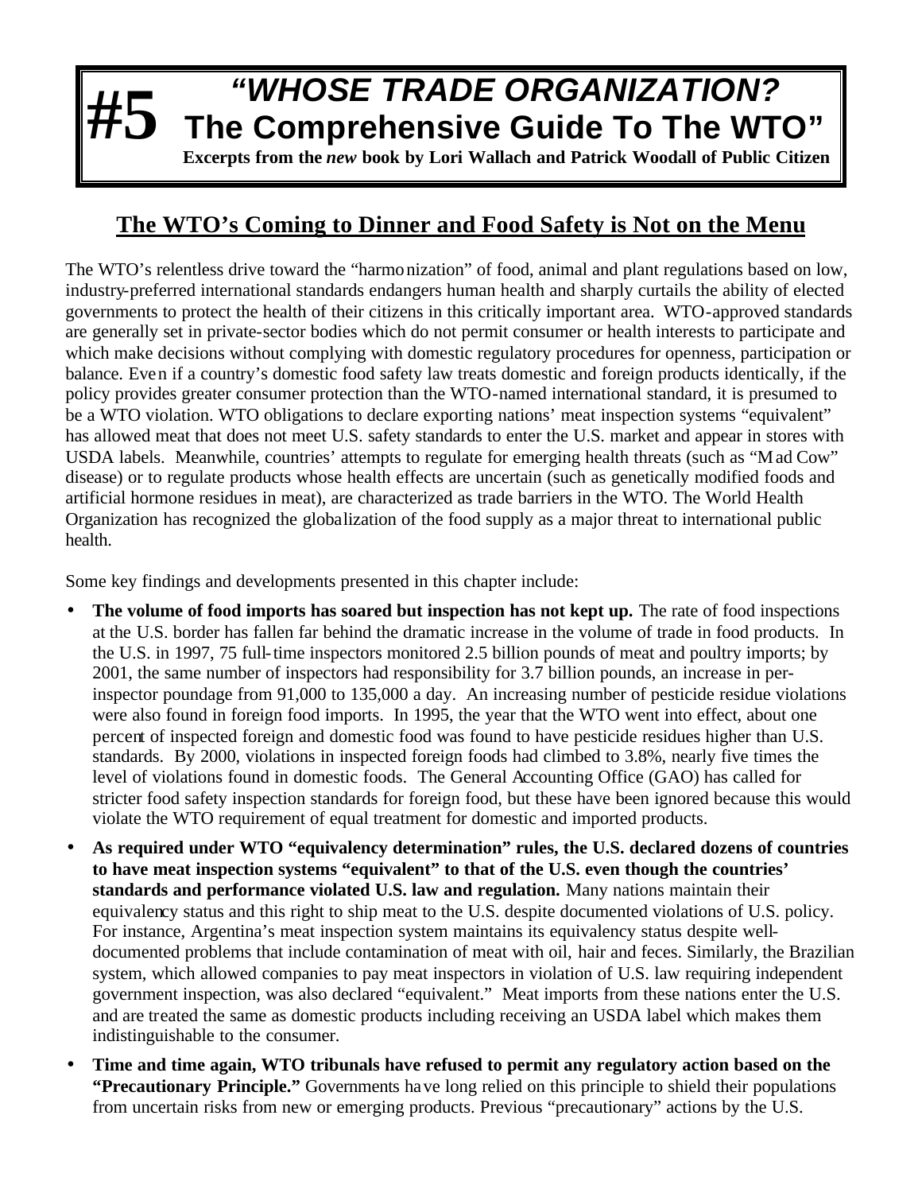# #5 *"WHOSE TRADE ORGANIZATION?* The Comprehensive Guide To The WTO"

**Excerpts from the *new* book by Lori Wallach and Patrick Woodall of Public Citizen**

## The WTO's Coming to Dinner and Food Safety is Not on the Menu

The WTO's relentless drive toward the "harmonization" of food, animal and plant regulations based on low, industry-preferred international standards endangers human health and sharply curtails the ability of elected governments to protect the health of their citizens in this critically important area. WTO-approved standards are generally set in private-sector bodies which do not permit consumer or health interests to participate and which make decisions without complying with domestic regulatory procedures for openness, participation or balance. Even if a country's domestic food safety law treats domestic and foreign products identically, if the policy provides greater consumer protection than the WTO-named international standard, it is presumed to be a WTO violation. WTO obligations to declare exporting nations' meat inspection systems "equivalent" has allowed meat that does not meet U.S. safety standards to enter the U.S. market and appear in stores with USDA labels. Meanwhile, countries' attempts to regulate for emerging health threats (such as "Mad Cow" disease) or to regulate products whose health effects are uncertain (such as genetically modified foods and artificial hormone residues in meat), are characterized as trade barriers in the WTO. The World Health Organization has recognized the globalization of the food supply as a major threat to international public health.

Some key findings and developments presented in this chapter include:

- **The volume of food imports has soared but inspection has not kept up.** The rate of food inspections at the U.S. border has fallen far behind the dramatic increase in the volume of trade in food products. In the U.S. in 1997, 75 full-time inspectors monitored 2.5 billion pounds of meat and poultry imports; by 2001, the same number of inspectors had responsibility for 3.7 billion pounds, an increase in per-inspector poundage from 91,000 to 135,000 a day. An increasing number of pesticide residue violations were also found in foreign food imports. In 1995, the year that the WTO went into effect, about one percent of inspected foreign and domestic food was found to have pesticide residues higher than U.S. standards. By 2000, violations in inspected foreign foods had climbed to 3.8%, nearly five times the level of violations found in domestic foods. The General Accounting Office (GAO) has called for stricter food safety inspection standards for foreign food, but these have been ignored because this would violate the WTO requirement of equal treatment for domestic and imported products.
- **As required under WTO "equivalency determination" rules, the U.S. declared dozens of countries to have meat inspection systems "equivalent" to that of the U.S. even though the countries' standards and performance violated U.S. law and regulation.** Many nations maintain their equivalency status and this right to ship meat to the U.S. despite documented violations of U.S. policy. For instance, Argentina's meat inspection system maintains its equivalency status despite well-documented problems that include contamination of meat with oil, hair and feces. Similarly, the Brazilian system, which allowed companies to pay meat inspectors in violation of U.S. law requiring independent government inspection, was also declared "equivalent." Meat imports from these nations enter the U.S. and are treated the same as domestic products including receiving an USDA label which makes them indistinguishable to the consumer.
- **Time and time again, WTO tribunals have refused to permit any regulatory action based on the "Precautionary Principle."** Governments have long relied on this principle to shield their populations from uncertain risks from new or emerging products. Previous "precautionary" actions by the U.S.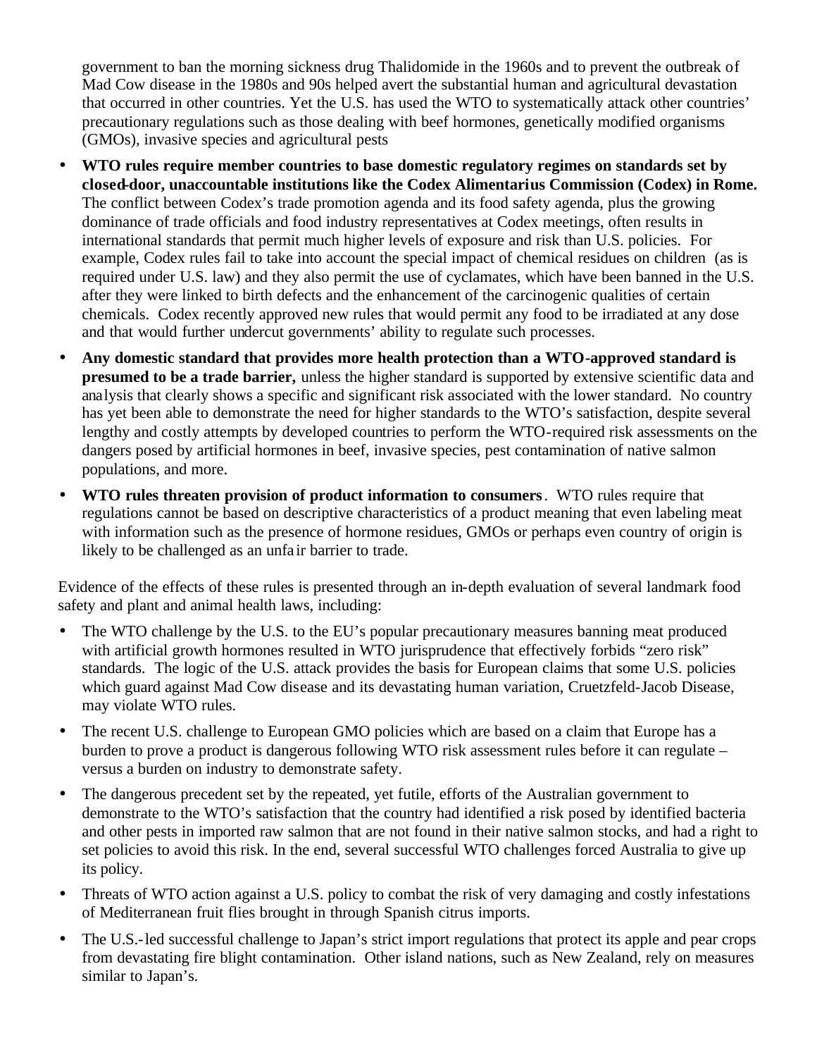government to ban the morning sickness drug Thalidomide in the 1960s and to prevent the outbreak of Mad Cow disease in the 1980s and 90s helped avert the substantial human and agricultural devastation that occurred in other countries. Yet the U.S. has used the WTO to systematically attack other countries' precautionary regulations such as those dealing with beef hormones, genetically modified organisms (GMOs), invasive species and agricultural pests

- **WTO rules require member countries to base domestic regulatory regimes on standards set by closed-door, unaccountable institutions like the Codex Alimentarius Commission (Codex) in Rome.** The conflict between Codex's trade promotion agenda and its food safety agenda, plus the growing dominance of trade officials and food industry representatives at Codex meetings, often results in international standards that permit much higher levels of exposure and risk than U.S. policies. For example, Codex rules fail to take into account the special impact of chemical residues on children (as is required under U.S. law) and they also permit the use of cyclamates, which have been banned in the U.S. after they were linked to birth defects and the enhancement of the carcinogenic qualities of certain chemicals. Codex recently approved new rules that would permit any food to be irradiated at any dose and that would further undercut governments' ability to regulate such processes.
- **Any domestic standard that provides more health protection than a WTO-approved standard is presumed to be a trade barrier,** unless the higher standard is supported by extensive scientific data and analysis that clearly shows a specific and significant risk associated with the lower standard. No country has yet been able to demonstrate the need for higher standards to the WTO's satisfaction, despite several lengthy and costly attempts by developed countries to perform the WTO-required risk assessments on the dangers posed by artificial hormones in beef, invasive species, pest contamination of native salmon populations, and more.
- **WTO rules threaten provision of product information to consumers**. WTO rules require that regulations cannot be based on descriptive characteristics of a product meaning that even labeling meat with information such as the presence of hormone residues, GMOs or perhaps even country of origin is likely to be challenged as an unfair barrier to trade.

Evidence of the effects of these rules is presented through an in-depth evaluation of several landmark food safety and plant and animal health laws, including:

- The WTO challenge by the U.S. to the EU's popular precautionary measures banning meat produced with artificial growth hormones resulted in WTO jurisprudence that effectively forbids "zero risk" standards. The logic of the U.S. attack provides the basis for European claims that some U.S. policies which guard against Mad Cow disease and its devastating human variation, Cruetzfeld-Jacob Disease, may violate WTO rules.
- The recent U.S. challenge to European GMO policies which are based on a claim that Europe has a burden to prove a product is dangerous following WTO risk assessment rules before it can regulate – versus a burden on industry to demonstrate safety.
- The dangerous precedent set by the repeated, yet futile, efforts of the Australian government to demonstrate to the WTO's satisfaction that the country had identified a risk posed by identified bacteria and other pests in imported raw salmon that are not found in their native salmon stocks, and had a right to set policies to avoid this risk. In the end, several successful WTO challenges forced Australia to give up its policy.
- Threats of WTO action against a U.S. policy to combat the risk of very damaging and costly infestations of Mediterranean fruit flies brought in through Spanish citrus imports.
- The U.S.-led successful challenge to Japan's strict import regulations that protect its apple and pear crops from devastating fire blight contamination. Other island nations, such as New Zealand, rely on measures similar to Japan's.